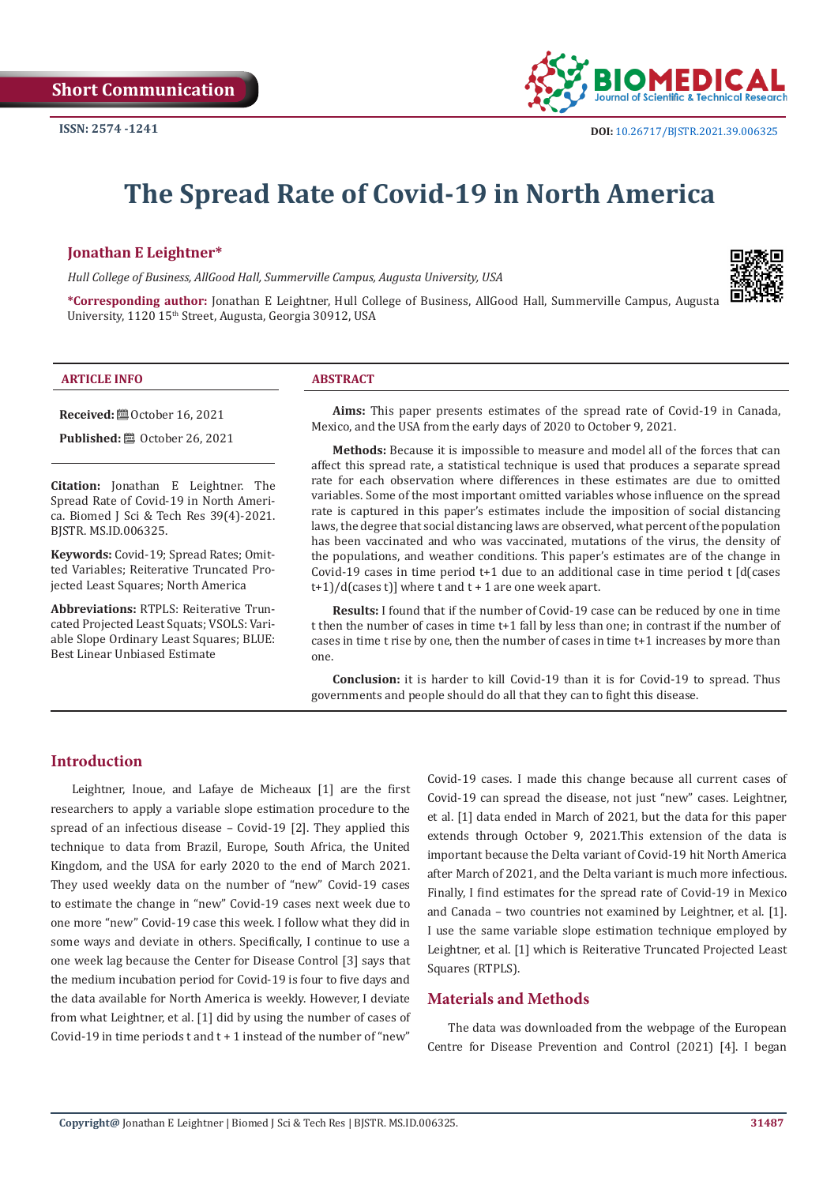Short Communication

ISSN: 2574 -1241

DOI: 10.26717/BJSTR.2021.39.006325

# The Spread Rate of Covid-19 in North America

**Jonathan E Leightner***

*Hull College of Business, AllGood Hall, Summerville Campus, Augusta University, USA*

**\*Corresponding author:** Jonathan E Leightner, Hull College of Business, AllGood Hall, Summerville Campus, Augusta University, 1120 15th Street, Augusta, Georgia 30912, USA

## ARTICLE INFO

**Received:** October 16, 2021

**Published:** October 26, 2021

**Citation:** Jonathan E Leightner. The Spread Rate of Covid-19 in North America. Biomed J Sci & Tech Res 39(4)-2021. BJSTR. MS.ID.006325.

**Keywords:** Covid-19; Spread Rates; Omitted Variables; Reiterative Truncated Projected Least Squares; North America

**Abbreviations:** RTPLS: Reiterative Truncated Projected Least Squats; VSOLS: Variable Slope Ordinary Least Squares; BLUE: Best Linear Unbiased Estimate

## ABSTRACT

**Aims:** This paper presents estimates of the spread rate of Covid-19 in Canada, Mexico, and the USA from the early days of 2020 to October 9, 2021.

**Methods:** Because it is impossible to measure and model all of the forces that can affect this spread rate, a statistical technique is used that produces a separate spread rate for each observation where differences in these estimates are due to omitted variables. Some of the most important omitted variables whose influence on the spread rate is captured in this paper's estimates include the imposition of social distancing laws, the degree that social distancing laws are observed, what percent of the population has been vaccinated and who was vaccinated, mutations of the virus, the density of the populations, and weather conditions. This paper's estimates are of the change in Covid-19 cases in time period t+1 due to an additional case in time period t [d(cases t+1)/d(cases t)] where t and t + 1 are one week apart.

**Results:** I found that if the number of Covid-19 case can be reduced by one in time t then the number of cases in time t+1 fall by less than one; in contrast if the number of cases in time t rise by one, then the number of cases in time t+1 increases by more than one.

**Conclusion:** it is harder to kill Covid-19 than it is for Covid-19 to spread. Thus governments and people should do all that they can to fight this disease.

## Introduction

Leightner, Inoue, and Lafaye de Micheaux [1] are the first researchers to apply a variable slope estimation procedure to the spread of an infectious disease – Covid-19 [2]. They applied this technique to data from Brazil, Europe, South Africa, the United Kingdom, and the USA for early 2020 to the end of March 2021. They used weekly data on the number of "new" Covid-19 cases to estimate the change in "new" Covid-19 cases next week due to one more "new" Covid-19 case this week. I follow what they did in some ways and deviate in others. Specifically, I continue to use a one week lag because the Center for Disease Control [3] says that the medium incubation period for Covid-19 is four to five days and the data available for North America is weekly. However, I deviate from what Leightner, et al. [1] did by using the number of cases of Covid-19 in time periods t and t + 1 instead of the number of "new" Covid-19 cases. I made this change because all current cases of Covid-19 can spread the disease, not just "new" cases. Leightner, et al. [1] data ended in March of 2021, but the data for this paper extends through October 9, 2021.This extension of the data is important because the Delta variant of Covid-19 hit North America after March of 2021, and the Delta variant is much more infectious. Finally, I find estimates for the spread rate of Covid-19 in Mexico and Canada – two countries not examined by Leightner, et al. [1]. I use the same variable slope estimation technique employed by Leightner, et al. [1] which is Reiterative Truncated Projected Least Squares (RTPLS).

## Materials and Methods

The data was downloaded from the webpage of the European Centre for Disease Prevention and Control (2021) [4]. I began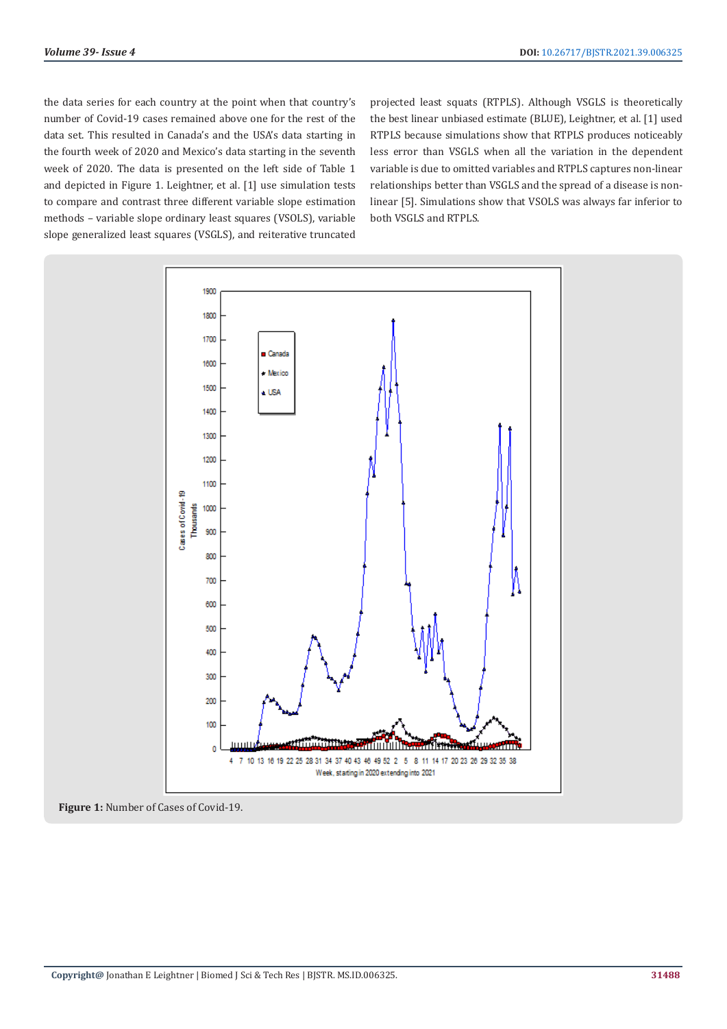the data series for each country at the point when that country's number of Covid-19 cases remained above one for the rest of the data set. This resulted in Canada's and the USA's data starting in the fourth week of 2020 and Mexico's data starting in the seventh week of 2020. The data is presented on the left side of Table 1 and depicted in Figure 1. Leightner, et al. [1] use simulation tests to compare and contrast three different variable slope estimation methods – variable slope ordinary least squares (VSOLS), variable slope generalized least squares (VSGLS), and reiterative truncated projected least squats (RTPLS). Although VSGLS is theoretically the best linear unbiased estimate (BLUE), Leightner, et al. [1] used RTPLS because simulations show that RTPLS produces noticeably less error than VSGLS when all the variation in the dependent variable is due to omitted variables and RTPLS captures non-linear relationships better than VSGLS and the spread of a disease is non-linear [5]. Simulations show that VSOLS was always far inferior to both VSGLS and RTPLS.

**Figure 1:** Number of Cases of Covid-19.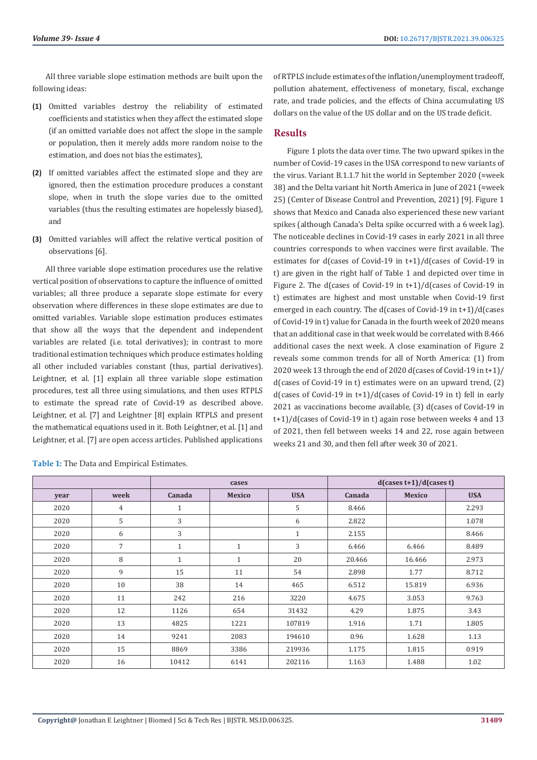All three variable slope estimation methods are built upon the following ideas:

**(1)** Omitted variables destroy the reliability of estimated coefficients and statistics when they affect the estimated slope (if an omitted variable does not affect the slope in the sample or population, then it merely adds more random noise to the estimation, and does not bias the estimates),

**(2)** If omitted variables affect the estimated slope and they are ignored, then the estimation procedure produces a constant slope, when in truth the slope varies due to the omitted variables (thus the resulting estimates are hopelessly biased), and

**(3)** Omitted variables will affect the relative vertical position of observations [6].

All three variable slope estimation procedures use the relative vertical position of observations to capture the influence of omitted variables; all three produce a separate slope estimate for every observation where differences in these slope estimates are due to omitted variables. Variable slope estimation produces estimates that show all the ways that the dependent and independent variables are related (i.e. total derivatives); in contrast to more traditional estimation techniques which produce estimates holding all other included variables constant (thus, partial derivatives). Leightner, et al. [1] explain all three variable slope estimation procedures, test all three using simulations, and then uses RTPLS to estimate the spread rate of Covid-19 as described above. Leightner, et al. [7] and Leightner [8] explain RTPLS and present the mathematical equations used in it. Both Leightner, et al. [1] and Leightner, et al. [7] are open access articles. Published applications of RTPLS include estimates of the inflation/unemployment tradeoff, pollution abatement, effectiveness of monetary, fiscal, exchange rate, and trade policies, and the effects of China accumulating US dollars on the value of the US dollar and on the US trade deficit.

## Results

Figure 1 plots the data over time. The two upward spikes in the number of Covid-19 cases in the USA correspond to new variants of the virus. Variant B.1.1.7 hit the world in September 2020 (≈week 38) and the Delta variant hit North America in June of 2021 (≈week 25) (Center of Disease Control and Prevention, 2021) [9]. Figure 1 shows that Mexico and Canada also experienced these new variant spikes (although Canada's Delta spike occurred with a 6 week lag). The noticeable declines in Covid-19 cases in early 2021 in all three countries corresponds to when vaccines were first available. The estimates for d(cases of Covid-19 in t+1)/d(cases of Covid-19 in t) are given in the right half of Table 1 and depicted over time in Figure 2. The d(cases of Covid-19 in t+1)/d(cases of Covid-19 in t) estimates are highest and most unstable when Covid-19 first emerged in each country. The d(cases of Covid-19 in t+1)/d(cases of Covid-19 in t) value for Canada in the fourth week of 2020 means that an additional case in that week would be correlated with 8.466 additional cases the next week. A close examination of Figure 2 reveals some common trends for all of North America: (1) from 2020 week 13 through the end of 2020 d(cases of Covid-19 in t+1)/d(cases of Covid-19 in t) estimates were on an upward trend, (2) d(cases of Covid-19 in t+1)/d(cases of Covid-19 in t) fell in early 2021 as vaccinations become available, (3) d(cases of Covid-19 in t+1)/d(cases of Covid-19 in t) again rose between weeks 4 and 13 of 2021, then fell between weeks 14 and 22, rose again between weeks 21 and 30, and then fell after week 30 of 2021.

**Table 1:** The Data and Empirical Estimates.

| | | cases | | | d(cases t+1)/d(cases t) | | |
|---|---|---|---|---|---|---|---|
| year | week | Canada | Mexico | USA | Canada | Mexico | USA |
| 2020 | 4 | 1 | | 5 | 8.466 | | 2.293 |
| 2020 | 5 | 3 | | 6 | 2.822 | | 1.078 |
| 2020 | 6 | 3 | | 1 | 2.155 | | 8.466 |
| 2020 | 7 | 1 | 1 | 3 | 6.466 | 6.466 | 8.489 |
| 2020 | 8 | 1 | 1 | 20 | 20.466 | 16.466 | 2.973 |
| 2020 | 9 | 15 | 11 | 54 | 2.898 | 1.77 | 8.712 |
| 2020 | 10 | 38 | 14 | 465 | 6.512 | 15.819 | 6.936 |
| 2020 | 11 | 242 | 216 | 3220 | 4.675 | 3.053 | 9.763 |
| 2020 | 12 | 1126 | 654 | 31432 | 4.29 | 1.875 | 3.43 |
| 2020 | 13 | 4825 | 1221 | 107819 | 1.916 | 1.71 | 1.805 |
| 2020 | 14 | 9241 | 2083 | 194610 | 0.96 | 1.628 | 1.13 |
| 2020 | 15 | 8869 | 3386 | 219936 | 1.175 | 1.815 | 0.919 |
| 2020 | 16 | 10412 | 6141 | 202116 | 1.163 | 1.488 | 1.02 |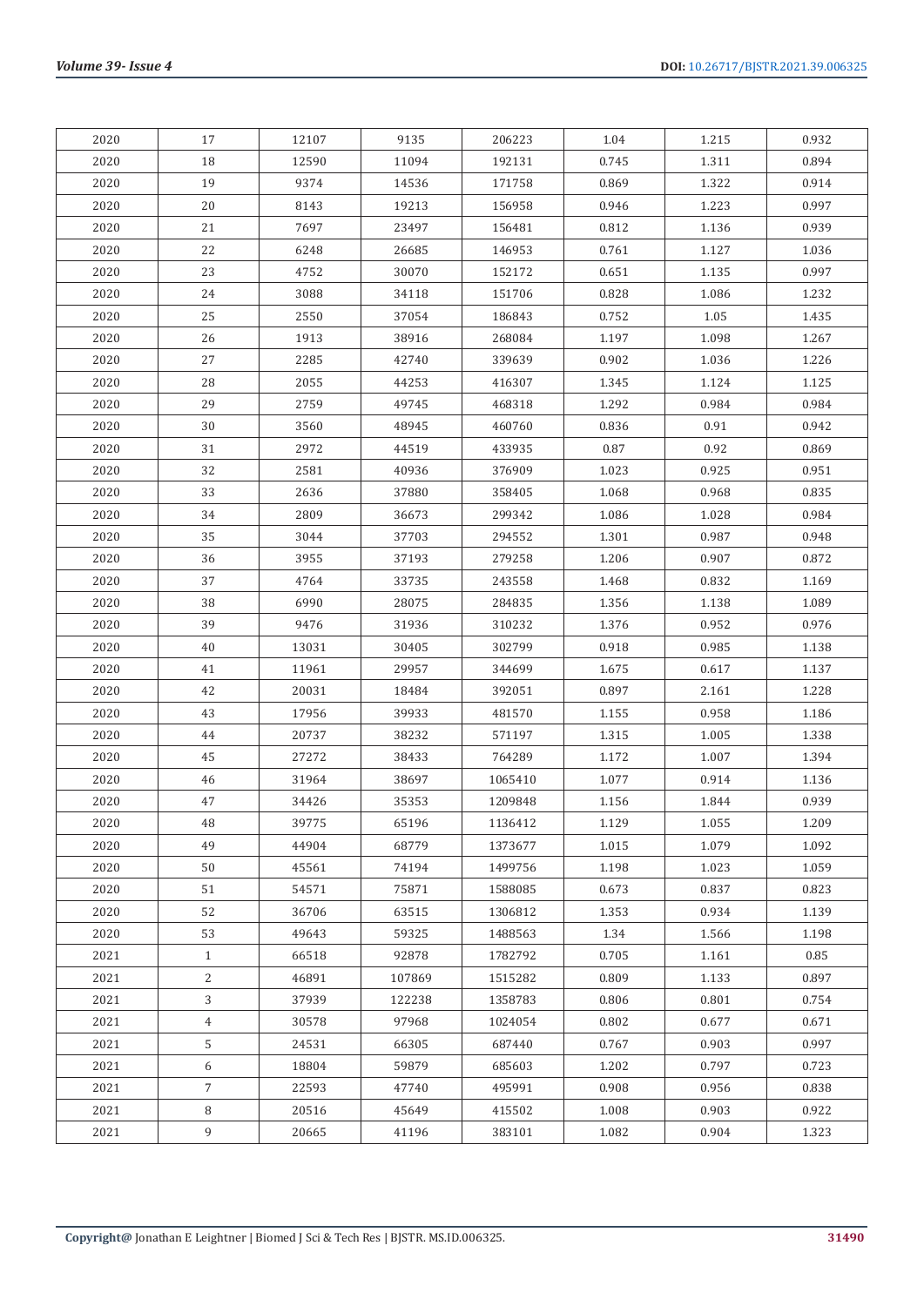| | | | | | | | |
|---|---|---|---|---|---|---|---|
| 2020 | 17 | 12107 | 9135 | 206223 | 1.04 | 1.215 | 0.932 |
| 2020 | 18 | 12590 | 11094 | 192131 | 0.745 | 1.311 | 0.894 |
| 2020 | 19 | 9374 | 14536 | 171758 | 0.869 | 1.322 | 0.914 |
| 2020 | 20 | 8143 | 19213 | 156958 | 0.946 | 1.223 | 0.997 |
| 2020 | 21 | 7697 | 23497 | 156481 | 0.812 | 1.136 | 0.939 |
| 2020 | 22 | 6248 | 26685 | 146953 | 0.761 | 1.127 | 1.036 |
| 2020 | 23 | 4752 | 30070 | 152172 | 0.651 | 1.135 | 0.997 |
| 2020 | 24 | 3088 | 34118 | 151706 | 0.828 | 1.086 | 1.232 |
| 2020 | 25 | 2550 | 37054 | 186843 | 0.752 | 1.05 | 1.435 |
| 2020 | 26 | 1913 | 38916 | 268084 | 1.197 | 1.098 | 1.267 |
| 2020 | 27 | 2285 | 42740 | 339639 | 0.902 | 1.036 | 1.226 |
| 2020 | 28 | 2055 | 44253 | 416307 | 1.345 | 1.124 | 1.125 |
| 2020 | 29 | 2759 | 49745 | 468318 | 1.292 | 0.984 | 0.984 |
| 2020 | 30 | 3560 | 48945 | 460760 | 0.836 | 0.91 | 0.942 |
| 2020 | 31 | 2972 | 44519 | 433935 | 0.87 | 0.92 | 0.869 |
| 2020 | 32 | 2581 | 40936 | 376909 | 1.023 | 0.925 | 0.951 |
| 2020 | 33 | 2636 | 37880 | 358405 | 1.068 | 0.968 | 0.835 |
| 2020 | 34 | 2809 | 36673 | 299342 | 1.086 | 1.028 | 0.984 |
| 2020 | 35 | 3044 | 37703 | 294552 | 1.301 | 0.987 | 0.948 |
| 2020 | 36 | 3955 | 37193 | 279258 | 1.206 | 0.907 | 0.872 |
| 2020 | 37 | 4764 | 33735 | 243558 | 1.468 | 0.832 | 1.169 |
| 2020 | 38 | 6990 | 28075 | 284835 | 1.356 | 1.138 | 1.089 |
| 2020 | 39 | 9476 | 31936 | 310232 | 1.376 | 0.952 | 0.976 |
| 2020 | 40 | 13031 | 30405 | 302799 | 0.918 | 0.985 | 1.138 |
| 2020 | 41 | 11961 | 29957 | 344699 | 1.675 | 0.617 | 1.137 |
| 2020 | 42 | 20031 | 18484 | 392051 | 0.897 | 2.161 | 1.228 |
| 2020 | 43 | 17956 | 39933 | 481570 | 1.155 | 0.958 | 1.186 |
| 2020 | 44 | 20737 | 38232 | 571197 | 1.315 | 1.005 | 1.338 |
| 2020 | 45 | 27272 | 38433 | 764289 | 1.172 | 1.007 | 1.394 |
| 2020 | 46 | 31964 | 38697 | 1065410 | 1.077 | 0.914 | 1.136 |
| 2020 | 47 | 34426 | 35353 | 1209848 | 1.156 | 1.844 | 0.939 |
| 2020 | 48 | 39775 | 65196 | 1136412 | 1.129 | 1.055 | 1.209 |
| 2020 | 49 | 44904 | 68779 | 1373677 | 1.015 | 1.079 | 1.092 |
| 2020 | 50 | 45561 | 74194 | 1499756 | 1.198 | 1.023 | 1.059 |
| 2020 | 51 | 54571 | 75871 | 1588085 | 0.673 | 0.837 | 0.823 |
| 2020 | 52 | 36706 | 63515 | 1306812 | 1.353 | 0.934 | 1.139 |
| 2020 | 53 | 49643 | 59325 | 1488563 | 1.34 | 1.566 | 1.198 |
| 2021 | 1 | 66518 | 92878 | 1782792 | 0.705 | 1.161 | 0.85 |
| 2021 | 2 | 46891 | 107869 | 1515282 | 0.809 | 1.133 | 0.897 |
| 2021 | 3 | 37939 | 122238 | 1358783 | 0.806 | 0.801 | 0.754 |
| 2021 | 4 | 30578 | 97968 | 1024054 | 0.802 | 0.677 | 0.671 |
| 2021 | 5 | 24531 | 66305 | 687440 | 0.767 | 0.903 | 0.997 |
| 2021 | 6 | 18804 | 59879 | 685603 | 1.202 | 0.797 | 0.723 |
| 2021 | 7 | 22593 | 47740 | 495991 | 0.908 | 0.956 | 0.838 |
| 2021 | 8 | 20516 | 45649 | 415502 | 1.008 | 0.903 | 0.922 |
| 2021 | 9 | 20665 | 41196 | 383101 | 1.082 | 0.904 | 1.323 |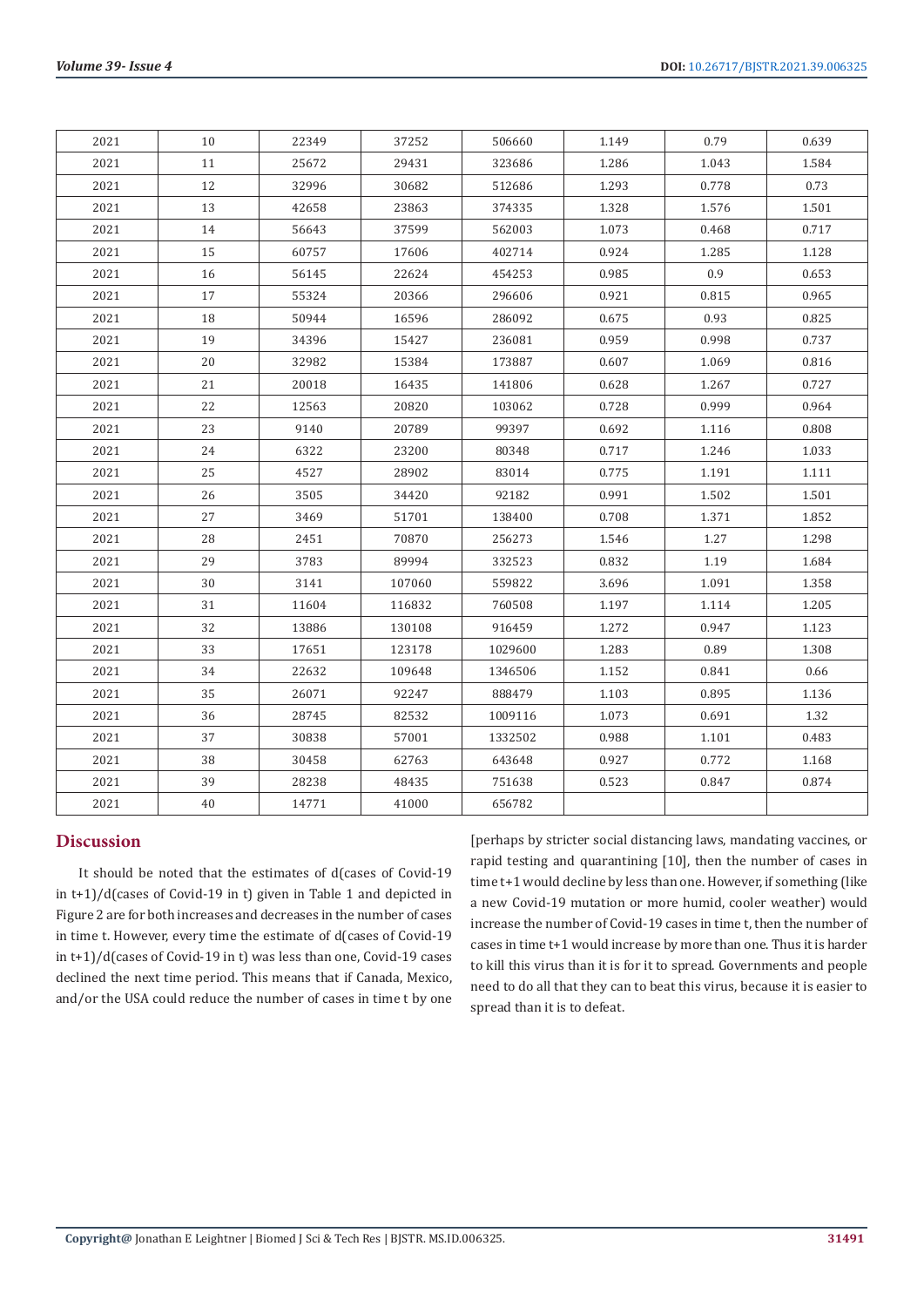| 2021 | 10 | 22349 | 37252 | 506660 | 1.149 | 0.79 | 0.639 |
|---|---|---|---|---|---|---|---|
| 2021 | 11 | 25672 | 29431 | 323686 | 1.286 | 1.043 | 1.584 |
| 2021 | 12 | 32996 | 30682 | 512686 | 1.293 | 0.778 | 0.73 |
| 2021 | 13 | 42658 | 23863 | 374335 | 1.328 | 1.576 | 1.501 |
| 2021 | 14 | 56643 | 37599 | 562003 | 1.073 | 0.468 | 0.717 |
| 2021 | 15 | 60757 | 17606 | 402714 | 0.924 | 1.285 | 1.128 |
| 2021 | 16 | 56145 | 22624 | 454253 | 0.985 | 0.9 | 0.653 |
| 2021 | 17 | 55324 | 20366 | 296606 | 0.921 | 0.815 | 0.965 |
| 2021 | 18 | 50944 | 16596 | 286092 | 0.675 | 0.93 | 0.825 |
| 2021 | 19 | 34396 | 15427 | 236081 | 0.959 | 0.998 | 0.737 |
| 2021 | 20 | 32982 | 15384 | 173887 | 0.607 | 1.069 | 0.816 |
| 2021 | 21 | 20018 | 16435 | 141806 | 0.628 | 1.267 | 0.727 |
| 2021 | 22 | 12563 | 20820 | 103062 | 0.728 | 0.999 | 0.964 |
| 2021 | 23 | 9140 | 20789 | 99397 | 0.692 | 1.116 | 0.808 |
| 2021 | 24 | 6322 | 23200 | 80348 | 0.717 | 1.246 | 1.033 |
| 2021 | 25 | 4527 | 28902 | 83014 | 0.775 | 1.191 | 1.111 |
| 2021 | 26 | 3505 | 34420 | 92182 | 0.991 | 1.502 | 1.501 |
| 2021 | 27 | 3469 | 51701 | 138400 | 0.708 | 1.371 | 1.852 |
| 2021 | 28 | 2451 | 70870 | 256273 | 1.546 | 1.27 | 1.298 |
| 2021 | 29 | 3783 | 89994 | 332523 | 0.832 | 1.19 | 1.684 |
| 2021 | 30 | 3141 | 107060 | 559822 | 3.696 | 1.091 | 1.358 |
| 2021 | 31 | 11604 | 116832 | 760508 | 1.197 | 1.114 | 1.205 |
| 2021 | 32 | 13886 | 130108 | 916459 | 1.272 | 0.947 | 1.123 |
| 2021 | 33 | 17651 | 123178 | 1029600 | 1.283 | 0.89 | 1.308 |
| 2021 | 34 | 22632 | 109648 | 1346506 | 1.152 | 0.841 | 0.66 |
| 2021 | 35 | 26071 | 92247 | 888479 | 1.103 | 0.895 | 1.136 |
| 2021 | 36 | 28745 | 82532 | 1009116 | 1.073 | 0.691 | 1.32 |
| 2021 | 37 | 30838 | 57001 | 1332502 | 0.988 | 1.101 | 0.483 |
| 2021 | 38 | 30458 | 62763 | 643648 | 0.927 | 0.772 | 1.168 |
| 2021 | 39 | 28238 | 48435 | 751638 | 0.523 | 0.847 | 0.874 |
| 2021 | 40 | 14771 | 41000 | 656782 | | | |

## Discussion

It should be noted that the estimates of d(cases of Covid-19 in t+1)/d(cases of Covid-19 in t) given in Table 1 and depicted in Figure 2 are for both increases and decreases in the number of cases in time t. However, every time the estimate of d(cases of Covid-19 in t+1)/d(cases of Covid-19 in t) was less than one, Covid-19 cases declined the next time period. This means that if Canada, Mexico, and/or the USA could reduce the number of cases in time t by one [perhaps by stricter social distancing laws, mandating vaccines, or rapid testing and quarantining [10], then the number of cases in time t+1 would decline by less than one. However, if something (like a new Covid-19 mutation or more humid, cooler weather) would increase the number of Covid-19 cases in time t, then the number of cases in time t+1 would increase by more than one. Thus it is harder to kill this virus than it is for it to spread. Governments and people need to do all that they can to beat this virus, because it is easier to spread than it is to defeat.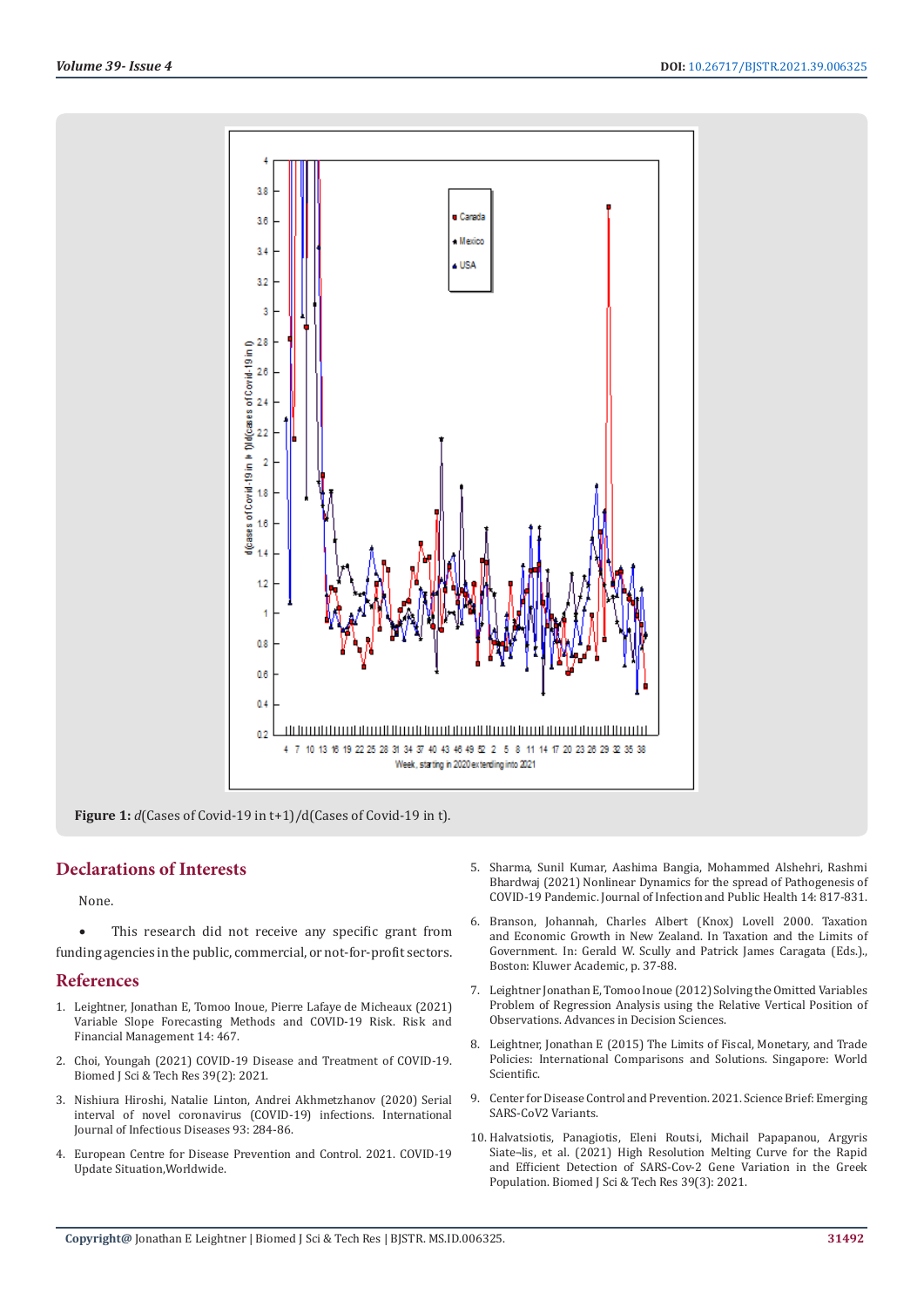**Figure 1:** *d*(Cases of Covid-19 in t+1)/d(Cases of Covid-19 in t).

## Declarations of Interests

None.

- This research did not receive any specific grant from funding agencies in the public, commercial, or not-for-profit sectors.

## References

1. Leightner, Jonathan E, Tomoo Inoue, Pierre Lafaye de Micheaux (2021) Variable Slope Forecasting Methods and COVID-19 Risk. Risk and Financial Management 14: 467.
2. Choi, Youngah (2021) COVID-19 Disease and Treatment of COVID-19. Biomed J Sci & Tech Res 39(2): 2021.
3. Nishiura Hiroshi, Natalie Linton, Andrei Akhmetzhanov (2020) Serial interval of novel coronavirus (COVID-19) infections. International Journal of Infectious Diseases 93: 284-86.
4. European Centre for Disease Prevention and Control. 2021. COVID-19 Update Situation,Worldwide.
5. Sharma, Sunil Kumar, Aashima Bangia, Mohammed Alshehri, Rashmi Bhardwaj (2021) Nonlinear Dynamics for the spread of Pathogenesis of COVID-19 Pandemic. Journal of Infection and Public Health 14: 817-831.
6. Branson, Johannah, Charles Albert (Knox) Lovell 2000. Taxation and Economic Growth in New Zealand. In Taxation and the Limits of Government. In: Gerald W. Scully and Patrick James Caragata (Eds.), Boston: Kluwer Academic, p. 37-88.
7. Leightner Jonathan E, Tomoo Inoue (2012) Solving the Omitted Variables Problem of Regression Analysis using the Relative Vertical Position of Observations. Advances in Decision Sciences.
8. Leightner, Jonathan E (2015) The Limits of Fiscal, Monetary, and Trade Policies: International Comparisons and Solutions. Singapore: World Scientific.
9. Center for Disease Control and Prevention. 2021. Science Brief: Emerging SARS-CoV2 Variants.
10. Halvatsiotis, Panagiotis, Eleni Routsi, Michail Papapanou, Argyris Siate¬lis, et al. (2021) High Resolution Melting Curve for the Rapid and Efficient Detection of SARS-Cov-2 Gene Variation in the Greek Population. Biomed J Sci & Tech Res 39(3): 2021.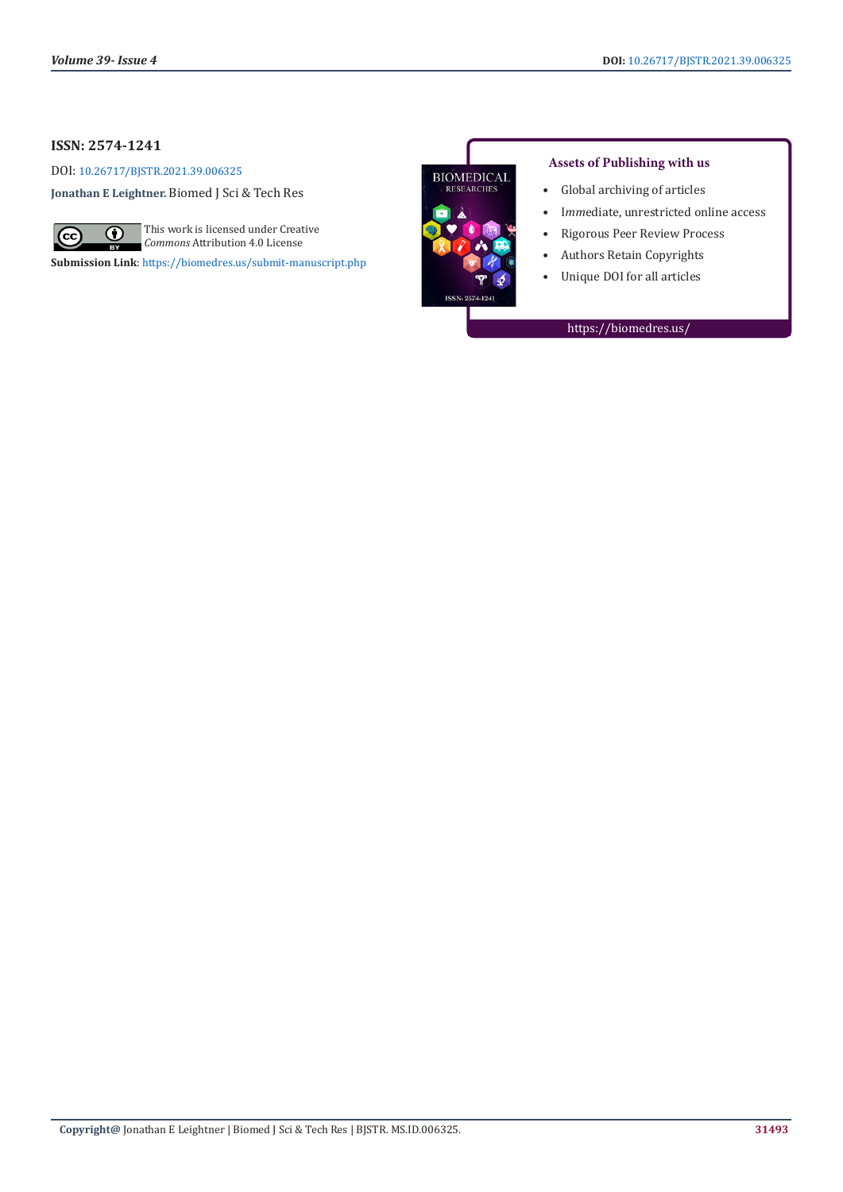**ISSN: 2574-1241**

DOI: 10.26717/BJSTR.2021.39.006325

**Jonathan E Leightner.** Biomed J Sci & Tech Res

This work is licensed under Creative *Commons* Attribution 4.0 License

**Submission Link**: https://biomedres.us/submit-manuscript.php

**Assets of Publishing with us**

- Global archiving of articles
- Immediate, unrestricted online access
- Rigorous Peer Review Process
- Authors Retain Copyrights
- Unique DOI for all articles

https://biomedres.us/